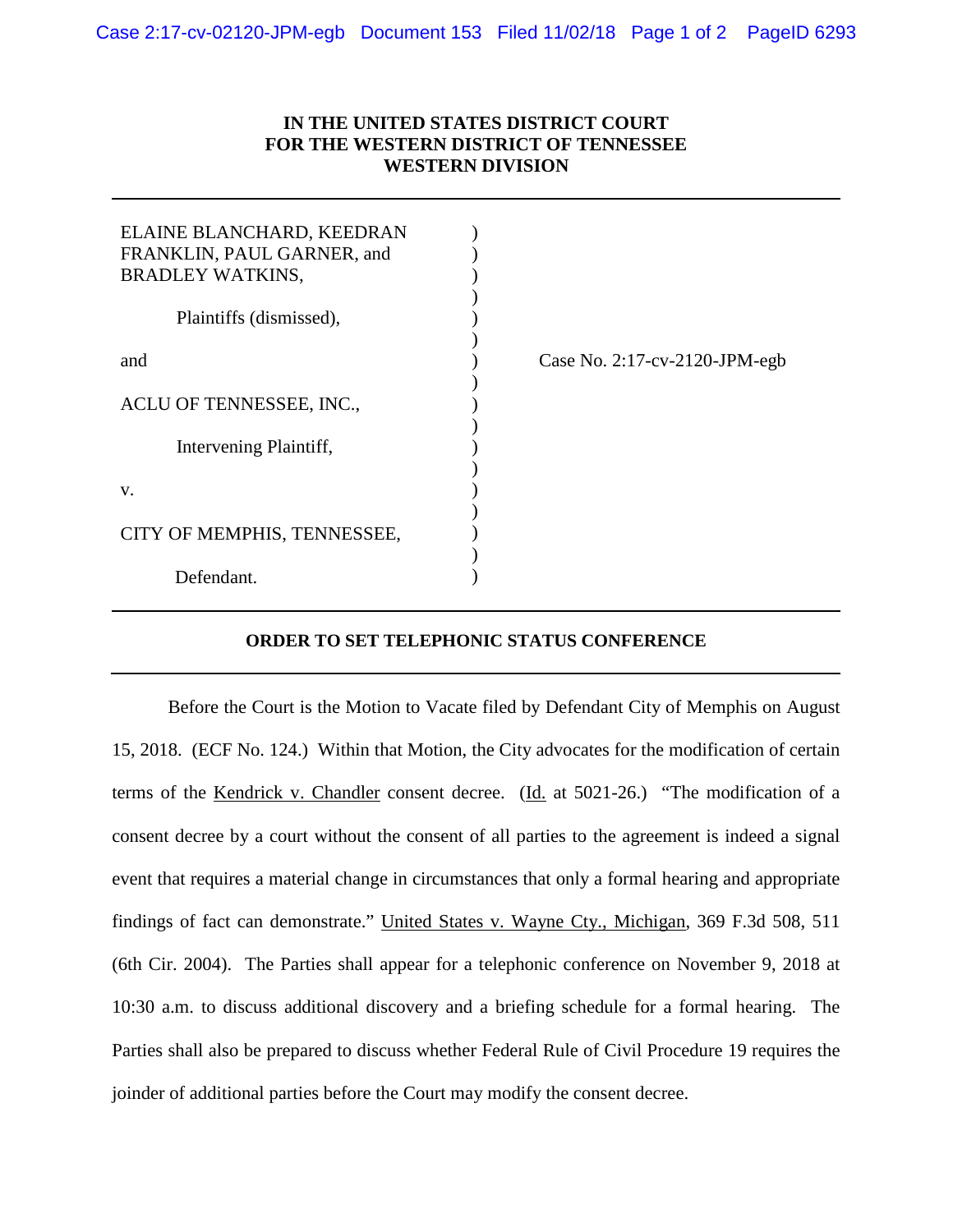**IN THE UNITED STATES DISTRICT COURT**
**FOR THE WESTERN DISTRICT OF TENNESSEE**
**WESTERN DIVISION**

---

ELAINE BLANCHARD, KEEDRAN FRANKLIN, PAUL GARNER, and BRADLEY WATKINS,

Plaintiffs (dismissed),

and

ACLU OF TENNESSEE, INC.,

Intervening Plaintiff,

v.

CITY OF MEMPHIS, TENNESSEE,

Defendant.

Case No. 2:17-cv-2120-JPM-egb

---

**ORDER TO SET TELEPHONIC STATUS CONFERENCE**

---

Before the Court is the Motion to Vacate filed by Defendant City of Memphis on August 15, 2018. (ECF No. 124.) Within that Motion, the City advocates for the modification of certain terms of the Kendrick v. Chandler consent decree. (Id. at 5021-26.) "The modification of a consent decree by a court without the consent of all parties to the agreement is indeed a signal event that requires a material change in circumstances that only a formal hearing and appropriate findings of fact can demonstrate." United States v. Wayne Cty., Michigan, 369 F.3d 508, 511 (6th Cir. 2004). The Parties shall appear for a telephonic conference on November 9, 2018 at 10:30 a.m. to discuss additional discovery and a briefing schedule for a formal hearing. The Parties shall also be prepared to discuss whether Federal Rule of Civil Procedure 19 requires the joinder of additional parties before the Court may modify the consent decree.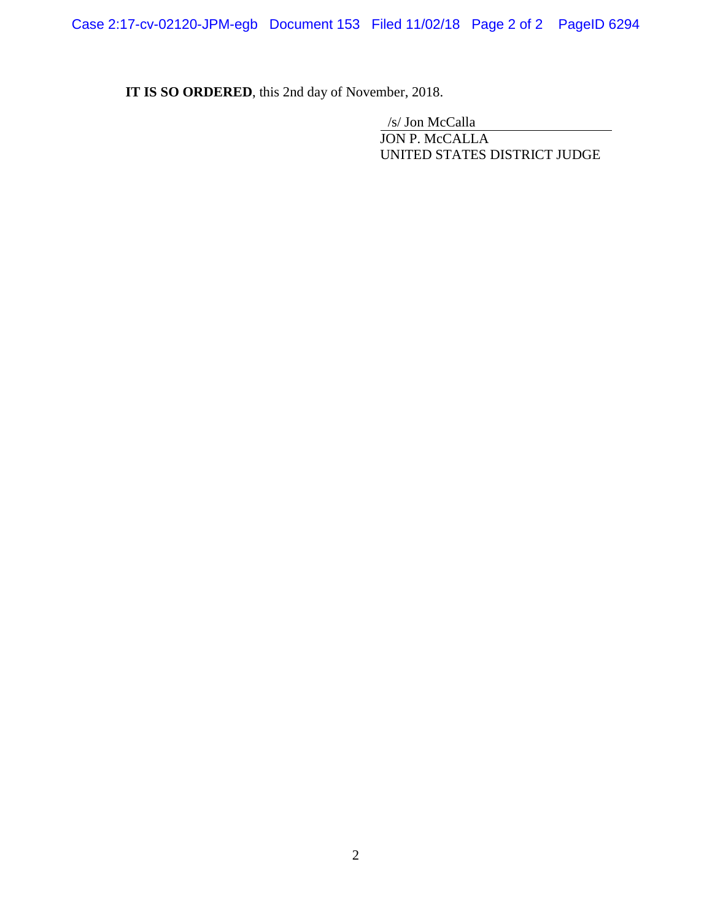**IT IS SO ORDERED**, this 2nd day of November, 2018.

/s/ Jon McCalla
JON P. McCALLA
UNITED STATES DISTRICT JUDGE